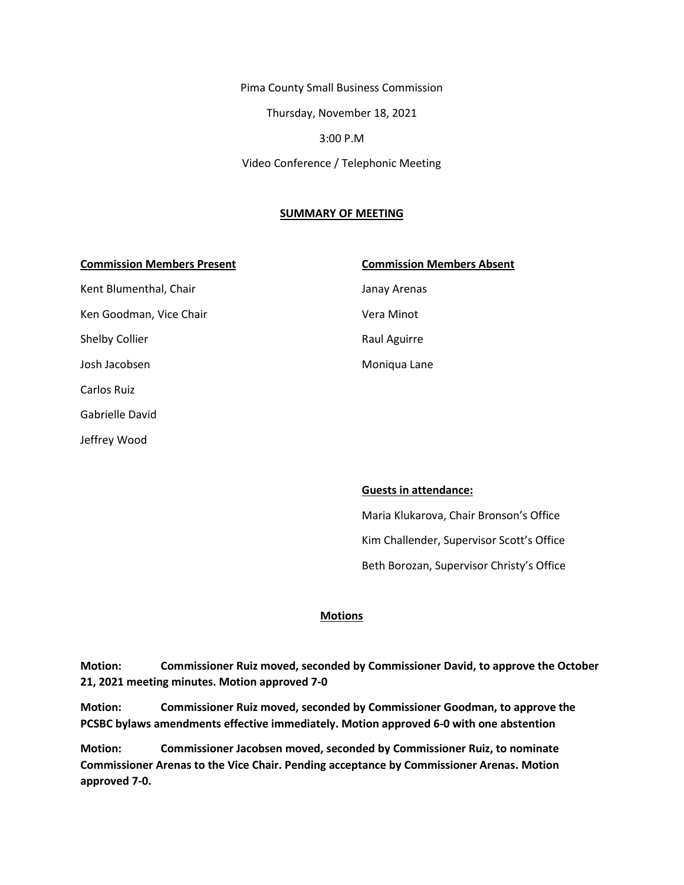Pima County Small Business Commission

Thursday, November 18, 2021

3:00 P.M

Video Conference / Telephonic Meeting

**SUMMARY OF MEETING**

| **Commission Members Present** | **Commission Members Absent** |
| --- | --- |
| Kent Blumenthal, Chair | Janay Arenas |
| Ken Goodman, Vice Chair | Vera Minot |
| Shelby Collier | Raul Aguirre |
| Josh Jacobsen | Moniqua Lane |
| Carlos Ruiz | |
| Gabrielle David | |
| Jeffrey Wood | |

**Guests in attendance:**

Maria Klukarova, Chair Bronson's Office

Kim Challender, Supervisor Scott's Office

Beth Borozan, Supervisor Christy's Office

**Motions**

**Motion: Commissioner Ruiz moved, seconded by Commissioner David, to approve the October 21, 2021 meeting minutes. Motion approved 7-0**

**Motion: Commissioner Ruiz moved, seconded by Commissioner Goodman, to approve the PCSBC bylaws amendments effective immediately. Motion approved 6-0 with one abstention**

**Motion: Commissioner Jacobsen moved, seconded by Commissioner Ruiz, to nominate Commissioner Arenas to the Vice Chair. Pending acceptance by Commissioner Arenas. Motion approved 7-0.**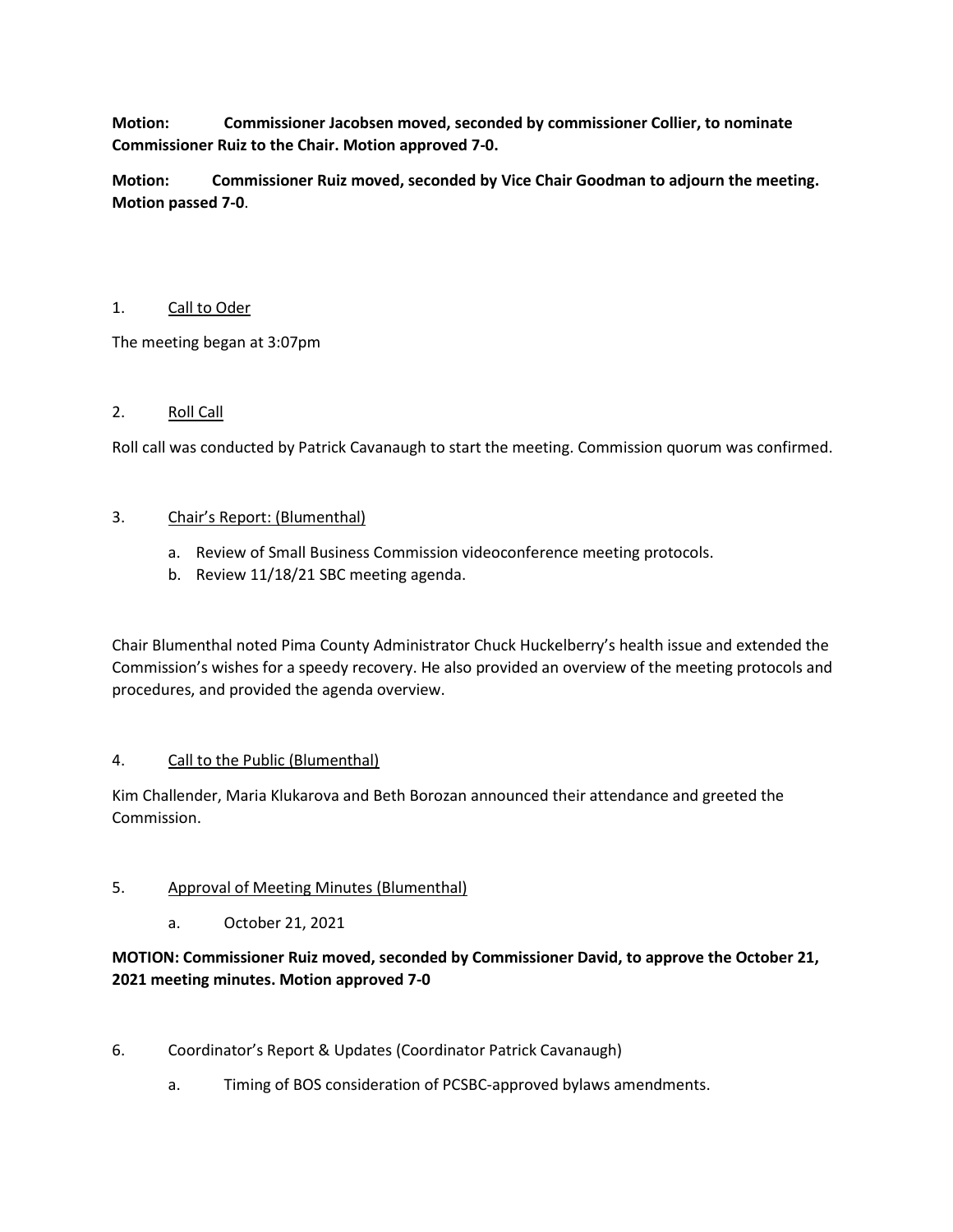**Motion: Commissioner Jacobsen moved, seconded by commissioner Collier, to nominate Commissioner Ruiz to the Chair. Motion approved 7-0.**

**Motion: Commissioner Ruiz moved, seconded by Vice Chair Goodman to adjourn the meeting. Motion passed 7-0**.

1. Call to Oder

The meeting began at 3:07pm

2. Roll Call

Roll call was conducted by Patrick Cavanaugh to start the meeting. Commission quorum was confirmed.

3. Chair's Report: (Blumenthal)

   a. Review of Small Business Commission videoconference meeting protocols.
   b. Review 11/18/21 SBC meeting agenda.

Chair Blumenthal noted Pima County Administrator Chuck Huckelberry's health issue and extended the Commission's wishes for a speedy recovery. He also provided an overview of the meeting protocols and procedures, and provided the agenda overview.

4. Call to the Public (Blumenthal)

Kim Challender, Maria Klukarova and Beth Borozan announced their attendance and greeted the Commission.

5. Approval of Meeting Minutes (Blumenthal)

   a. October 21, 2021

**MOTION: Commissioner Ruiz moved, seconded by Commissioner David, to approve the October 21, 2021 meeting minutes. Motion approved 7-0**

6. Coordinator's Report & Updates (Coordinator Patrick Cavanaugh)

   a. Timing of BOS consideration of PCSBC-approved bylaws amendments.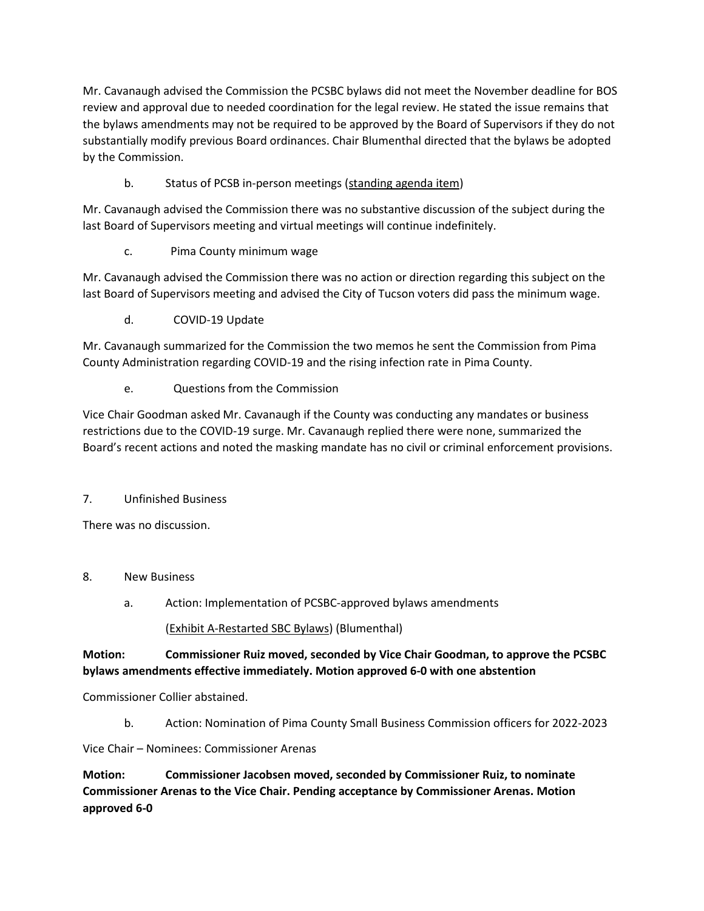Mr. Cavanaugh advised the Commission the PCSBC bylaws did not meet the November deadline for BOS review and approval due to needed coordination for the legal review. He stated the issue remains that the bylaws amendments may not be required to be approved by the Board of Supervisors if they do not substantially modify previous Board ordinances. Chair Blumenthal directed that the bylaws be adopted by the Commission.

b. Status of PCSB in-person meetings (standing agenda item)

Mr. Cavanaugh advised the Commission there was no substantive discussion of the subject during the last Board of Supervisors meeting and virtual meetings will continue indefinitely.

c. Pima County minimum wage

Mr. Cavanaugh advised the Commission there was no action or direction regarding this subject on the last Board of Supervisors meeting and advised the City of Tucson voters did pass the minimum wage.

d. COVID-19 Update

Mr. Cavanaugh summarized for the Commission the two memos he sent the Commission from Pima County Administration regarding COVID-19 and the rising infection rate in Pima County.

e. Questions from the Commission

Vice Chair Goodman asked Mr. Cavanaugh if the County was conducting any mandates or business restrictions due to the COVID-19 surge. Mr. Cavanaugh replied there were none, summarized the Board's recent actions and noted the masking mandate has no civil or criminal enforcement provisions.

7. Unfinished Business

There was no discussion.

8. New Business

a. Action: Implementation of PCSBC-approved bylaws amendments

(Exhibit A-Restarted SBC Bylaws) (Blumenthal)

**Motion: Commissioner Ruiz moved, seconded by Vice Chair Goodman, to approve the PCSBC bylaws amendments effective immediately. Motion approved 6-0 with one abstention**

Commissioner Collier abstained.

b. Action: Nomination of Pima County Small Business Commission officers for 2022-2023

Vice Chair – Nominees: Commissioner Arenas

**Motion: Commissioner Jacobsen moved, seconded by Commissioner Ruiz, to nominate Commissioner Arenas to the Vice Chair. Pending acceptance by Commissioner Arenas. Motion approved 6-0**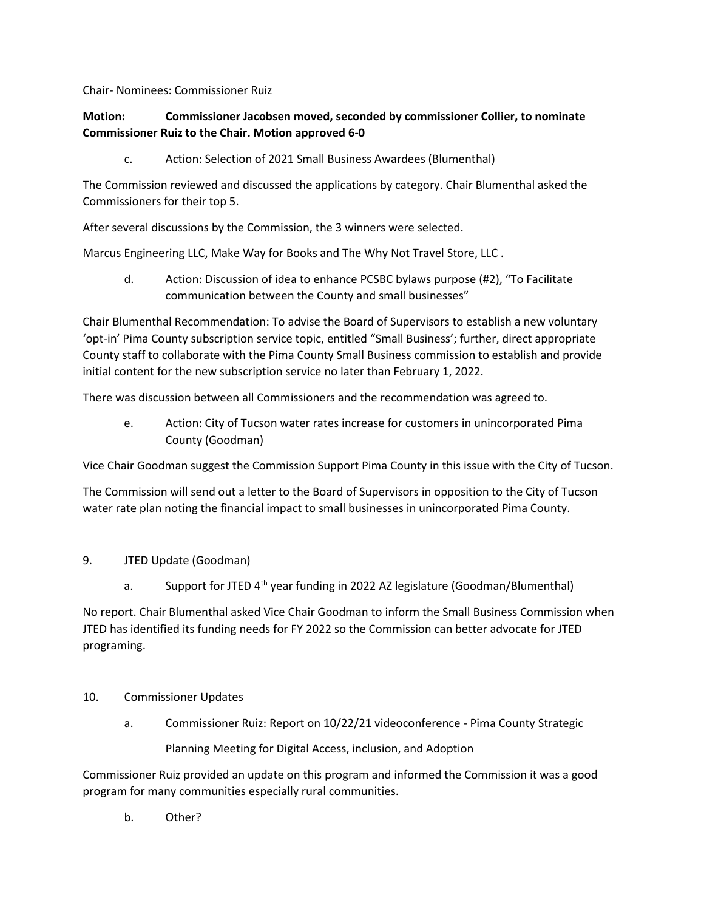Chair- Nominees: Commissioner Ruiz

**Motion: Commissioner Jacobsen moved, seconded by commissioner Collier, to nominate Commissioner Ruiz to the Chair. Motion approved 6-0**

c. Action: Selection of 2021 Small Business Awardees (Blumenthal)

The Commission reviewed and discussed the applications by category. Chair Blumenthal asked the Commissioners for their top 5.

After several discussions by the Commission, the 3 winners were selected.

Marcus Engineering LLC, Make Way for Books and The Why Not Travel Store, LLC .

d. Action: Discussion of idea to enhance PCSBC bylaws purpose (#2), "To Facilitate communication between the County and small businesses"

Chair Blumenthal Recommendation: To advise the Board of Supervisors to establish a new voluntary 'opt-in' Pima County subscription service topic, entitled "Small Business'; further, direct appropriate County staff to collaborate with the Pima County Small Business commission to establish and provide initial content for the new subscription service no later than February 1, 2022.

There was discussion between all Commissioners and the recommendation was agreed to.

e. Action: City of Tucson water rates increase for customers in unincorporated Pima County (Goodman)

Vice Chair Goodman suggest the Commission Support Pima County in this issue with the City of Tucson.

The Commission will send out a letter to the Board of Supervisors in opposition to the City of Tucson water rate plan noting the financial impact to small businesses in unincorporated Pima County.

9. JTED Update (Goodman)

   a. Support for JTED 4th year funding in 2022 AZ legislature (Goodman/Blumenthal)

No report. Chair Blumenthal asked Vice Chair Goodman to inform the Small Business Commission when JTED has identified its funding needs for FY 2022 so the Commission can better advocate for JTED programing.

10. Commissioner Updates

   a. Commissioner Ruiz: Report on 10/22/21 videoconference - Pima County Strategic Planning Meeting for Digital Access, inclusion, and Adoption

Commissioner Ruiz provided an update on this program and informed the Commission it was a good program for many communities especially rural communities.

   b. Other?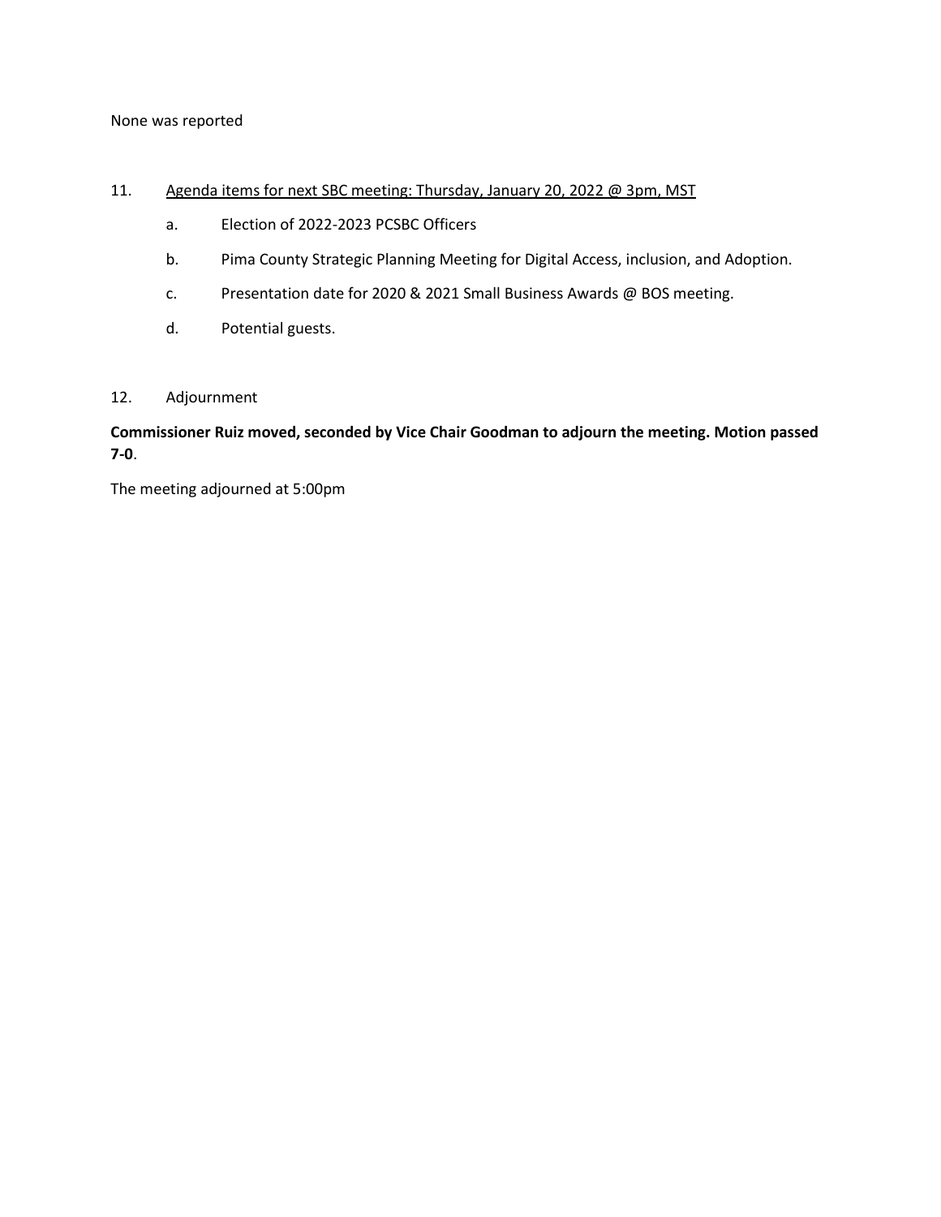None was reported

11. Agenda items for next SBC meeting: Thursday, January 20, 2022 @ 3pm, MST

    a. Election of 2022-2023 PCSBC Officers

    b. Pima County Strategic Planning Meeting for Digital Access, inclusion, and Adoption.

    c. Presentation date for 2020 & 2021 Small Business Awards @ BOS meeting.

    d. Potential guests.

12. Adjournment

**Commissioner Ruiz moved, seconded by Vice Chair Goodman to adjourn the meeting. Motion passed 7-0**.

The meeting adjourned at 5:00pm